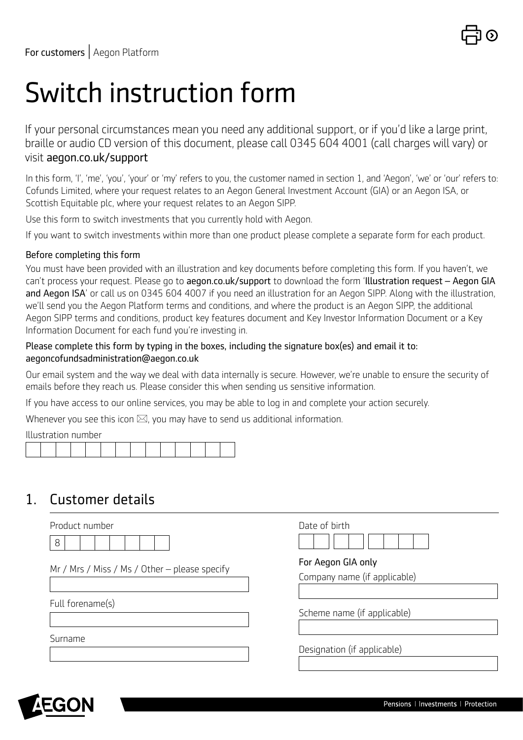For customers | Aegon Platform

# Switch instruction form

If your personal circumstances mean you need any additional support, or if you'd like a large print, braille or audio CD version of this document, please call 0345 604 4001 (call charges will vary) or visit aegon.co.uk/support

In this form, 'I', 'me', 'you', 'your' or 'my' refers to you, the customer named in section 1, and 'Aegon', 'we' or 'our' refers to: Cofunds Limited, where your request relates to an Aegon General Investment Account (GIA) or an Aegon ISA, or Scottish Equitable plc, where your request relates to an Aegon SIPP.

Use this form to switch investments that you currently hold with Aegon.

If you want to switch investments within more than one product please complete a separate form for each product.

### Before completing this form

You must have been provided with an illustration and key documents before completing this form. If you haven't, we can't process your request. Please go to **aegon.co.uk/support** to download the form '**Illustration request – Aegon GIA and Aegon ISA**' or call us on 0345 604 4007 if you need an illustration for an Aegon SIPP. Along with the illustration, we'll send you the Aegon Platform terms and conditions, and where the product is an Aegon SIPP, the additional Aegon SIPP terms and conditions, product key features document and Key Investor Information Document or a Key Information Document for each fund you're investing in.

**Please complete this form by typing in the boxes, including the signature box(es) and email it to: aegoncofundsadministration@aegon.co.uk**

Our email system and the way we deal with data internally is secure. However, we're unable to ensure the security of emails before they reach us. Please consider this when sending us sensitive information.

If you have access to our online services, you may be able to log in and complete your action securely.

Whenever you see this icon ⌧, you may have to send us additional information.

Illustration number

## 1. Customer details

Product number

8

Mr / Mrs / Miss / Ms / Other – please specify

Full forename(s)

Surname

Date of birth

**For Aegon GIA only**

Company name (if applicable)

Scheme name (if applicable)

Designation (if applicable)

Pensions | Investments | Protection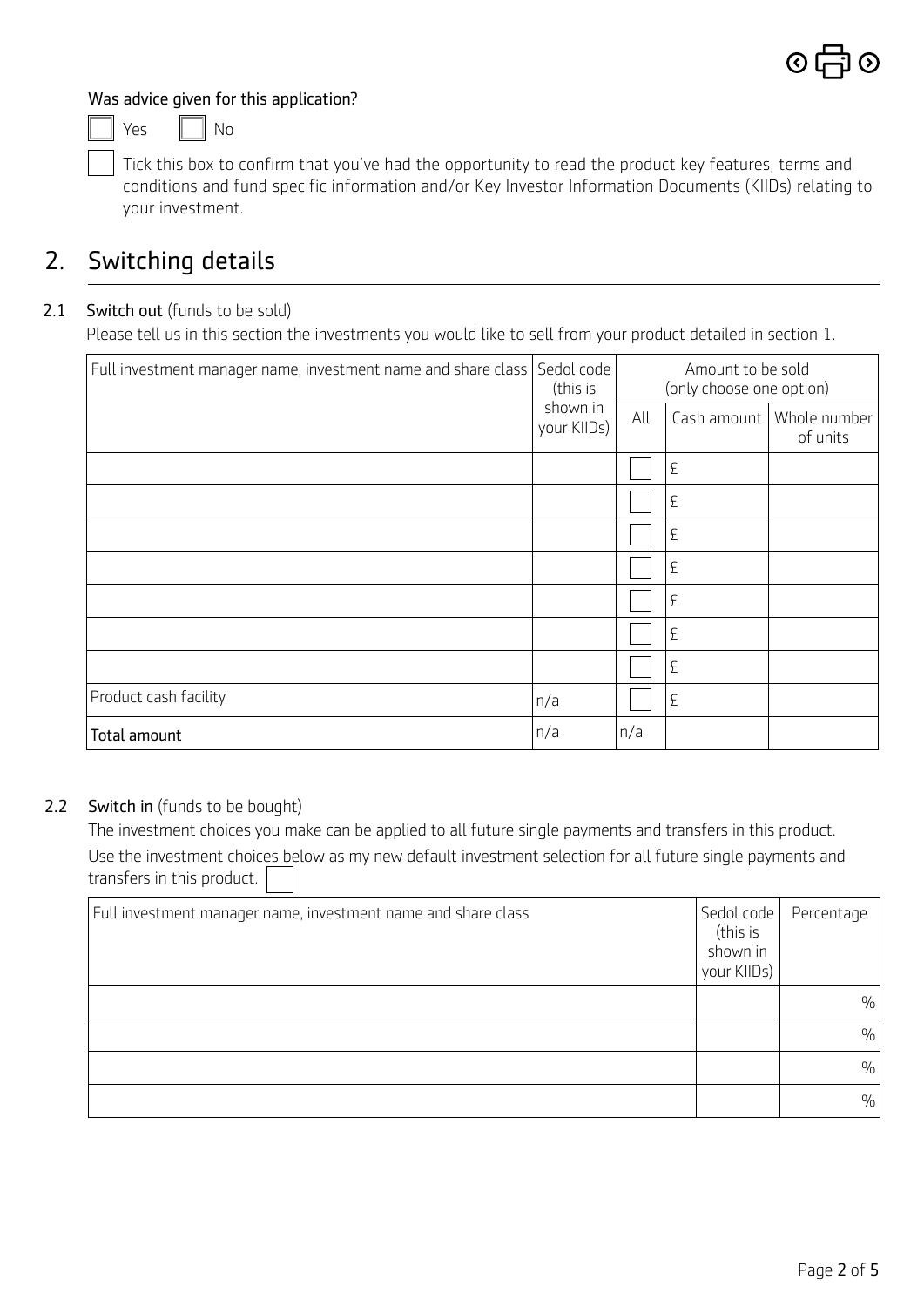Was advice given for this application?

☐ Yes ☐ No

☐ Tick this box to confirm that you've had the opportunity to read the product key features, terms and conditions and fund specific information and/or Key Investor Information Documents (KIIDs) relating to your investment.

## 2. Switching details

### 2.1 Switch out (funds to be sold)

Please tell us in this section the investments you would like to sell from your product detailed in section 1.

| Full investment manager name, investment name and share class | Sedol code (this is shown in your KIIDs) | Amount to be sold (only choose one option) | | |
|---|---|---|---|---|
| | | All | Cash amount | Whole number of units |
| | | ☐ | £ | |
| | | ☐ | £ | |
| | | ☐ | £ | |
| | | ☐ | £ | |
| | | ☐ | £ | |
| | | ☐ | £ | |
| | | ☐ | £ | |
| Product cash facility | n/a | ☐ | £ | |
| **Total amount** | n/a | n/a | | |

### 2.2 Switch in (funds to be bought)

The investment choices you make can be applied to all future single payments and transfers in this product.

Use the investment choices below as my new default investment selection for all future single payments and transfers in this product. ☐

| Full investment manager name, investment name and share class | Sedol code (this is shown in your KIIDs) | Percentage |
|---|---|---|
| | | % |
| | | % |
| | | % |
| | | % |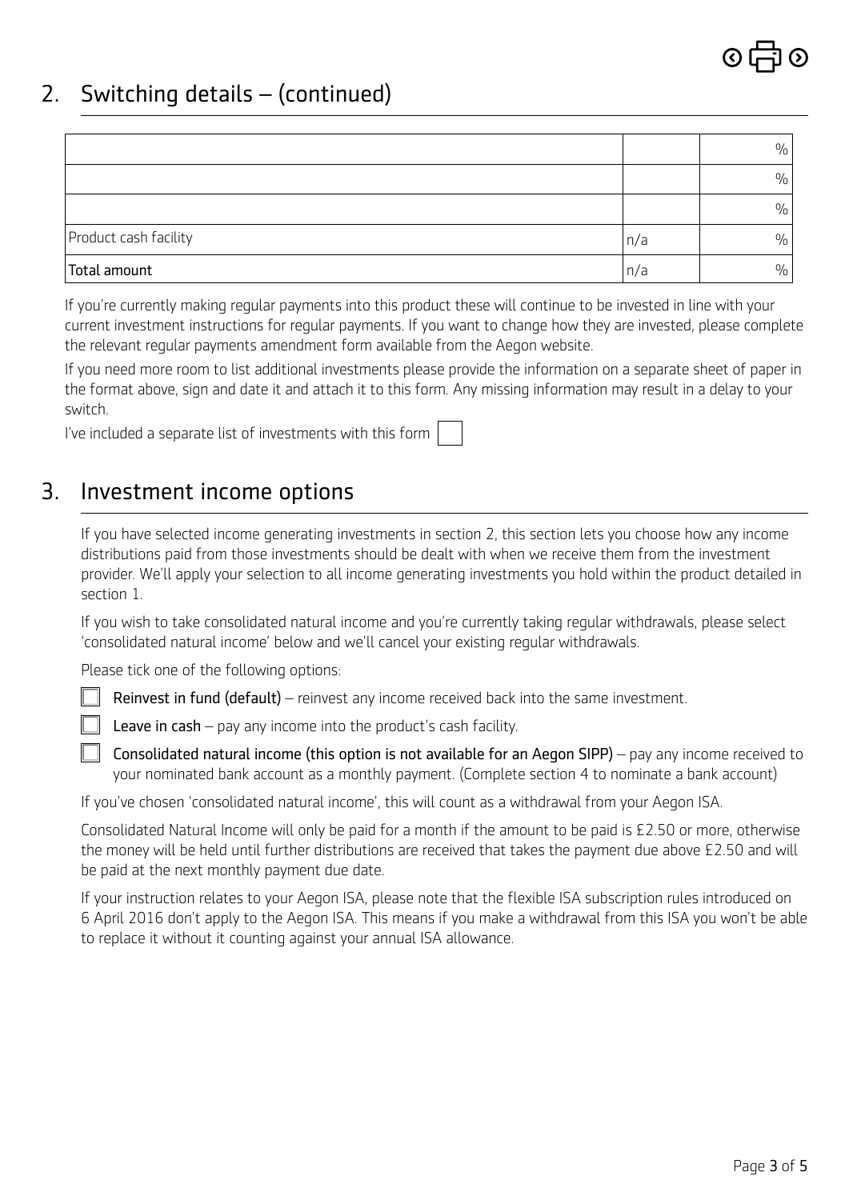## 2. Switching details – (continued)

| | | |
|---|---|---|
| | | % |
| | | % |
| | | % |
| Product cash facility | n/a | % |
| **Total amount** | n/a | % |

If you're currently making regular payments into this product these will continue to be invested in line with your current investment instructions for regular payments. If you want to change how they are invested, please complete the relevant regular payments amendment form available from the Aegon website.

If you need more room to list additional investments please provide the information on a separate sheet of paper in the format above, sign and date it and attach it to this form. Any missing information may result in a delay to your switch.

I've included a separate list of investments with this form ☐

## 3. Investment income options

If you have selected income generating investments in section 2, this section lets you choose how any income distributions paid from those investments should be dealt with when we receive them from the investment provider. We'll apply your selection to all income generating investments you hold within the product detailed in section 1.

If you wish to take consolidated natural income and you're currently taking regular withdrawals, please select 'consolidated natural income' below and we'll cancel your existing regular withdrawals.

Please tick one of the following options:

☐ **Reinvest in fund (default)** – reinvest any income received back into the same investment.

☐ **Leave in cash** – pay any income into the product's cash facility.

☐ **Consolidated natural income (this option is not available for an Aegon SIPP)** – pay any income received to your nominated bank account as a monthly payment. (Complete section 4 to nominate a bank account)

If you've chosen 'consolidated natural income', this will count as a withdrawal from your Aegon ISA.

Consolidated Natural Income will only be paid for a month if the amount to be paid is £2.50 or more, otherwise the money will be held until further distributions are received that takes the payment due above £2.50 and will be paid at the next monthly payment due date.

If your instruction relates to your Aegon ISA, please note that the flexible ISA subscription rules introduced on 6 April 2016 don't apply to the Aegon ISA. This means if you make a withdrawal from this ISA you won't be able to replace it without it counting against your annual ISA allowance.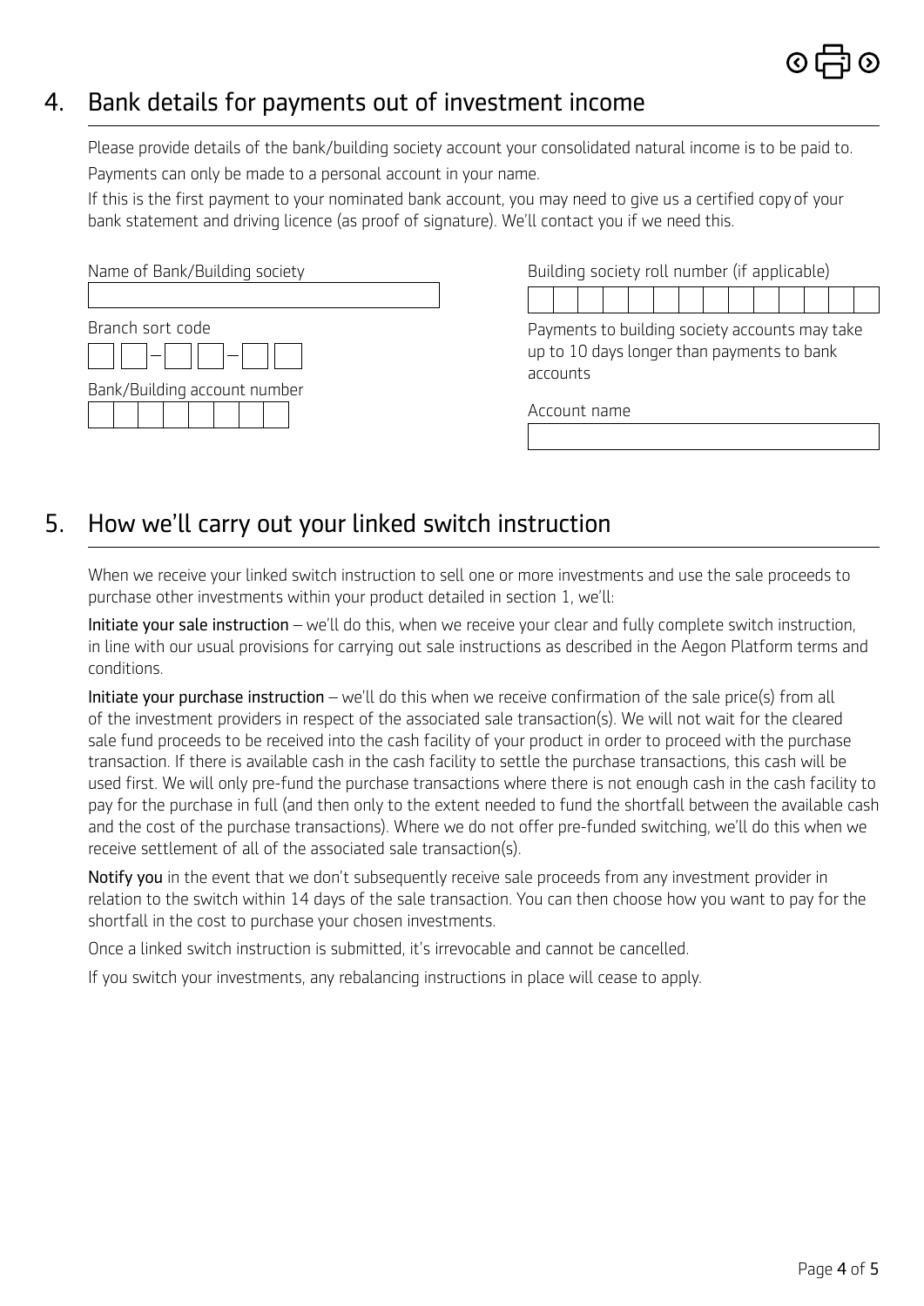## 4. Bank details for payments out of investment income

Please provide details of the bank/building society account your consolidated natural income is to be paid to.

Payments can only be made to a personal account in your name.

If this is the first payment to your nominated bank account, you may need to give us a certified copy of your bank statement and driving licence (as proof of signature). We'll contact you if we need this.

Name of Bank/Building society

Branch sort code

Bank/Building account number

Building society roll number (if applicable)

Payments to building society accounts may take up to 10 days longer than payments to bank accounts

Account name

## 5. How we'll carry out your linked switch instruction

When we receive your linked switch instruction to sell one or more investments and use the sale proceeds to purchase other investments within your product detailed in section 1, we'll:

**Initiate your sale instruction** – we'll do this, when we receive your clear and fully complete switch instruction, in line with our usual provisions for carrying out sale instructions as described in the Aegon Platform terms and conditions.

**Initiate your purchase instruction** – we'll do this when we receive confirmation of the sale price(s) from all of the investment providers in respect of the associated sale transaction(s). We will not wait for the cleared sale fund proceeds to be received into the cash facility of your product in order to proceed with the purchase transaction. If there is available cash in the cash facility to settle the purchase transactions, this cash will be used first. We will only pre-fund the purchase transactions where there is not enough cash in the cash facility to pay for the purchase in full (and then only to the extent needed to fund the shortfall between the available cash and the cost of the purchase transactions). Where we do not offer pre-funded switching, we'll do this when we receive settlement of all of the associated sale transaction(s).

**Notify you** in the event that we don't subsequently receive sale proceeds from any investment provider in relation to the switch within 14 days of the sale transaction. You can then choose how you want to pay for the shortfall in the cost to purchase your chosen investments.

Once a linked switch instruction is submitted, it's irrevocable and cannot be cancelled.

If you switch your investments, any rebalancing instructions in place will cease to apply.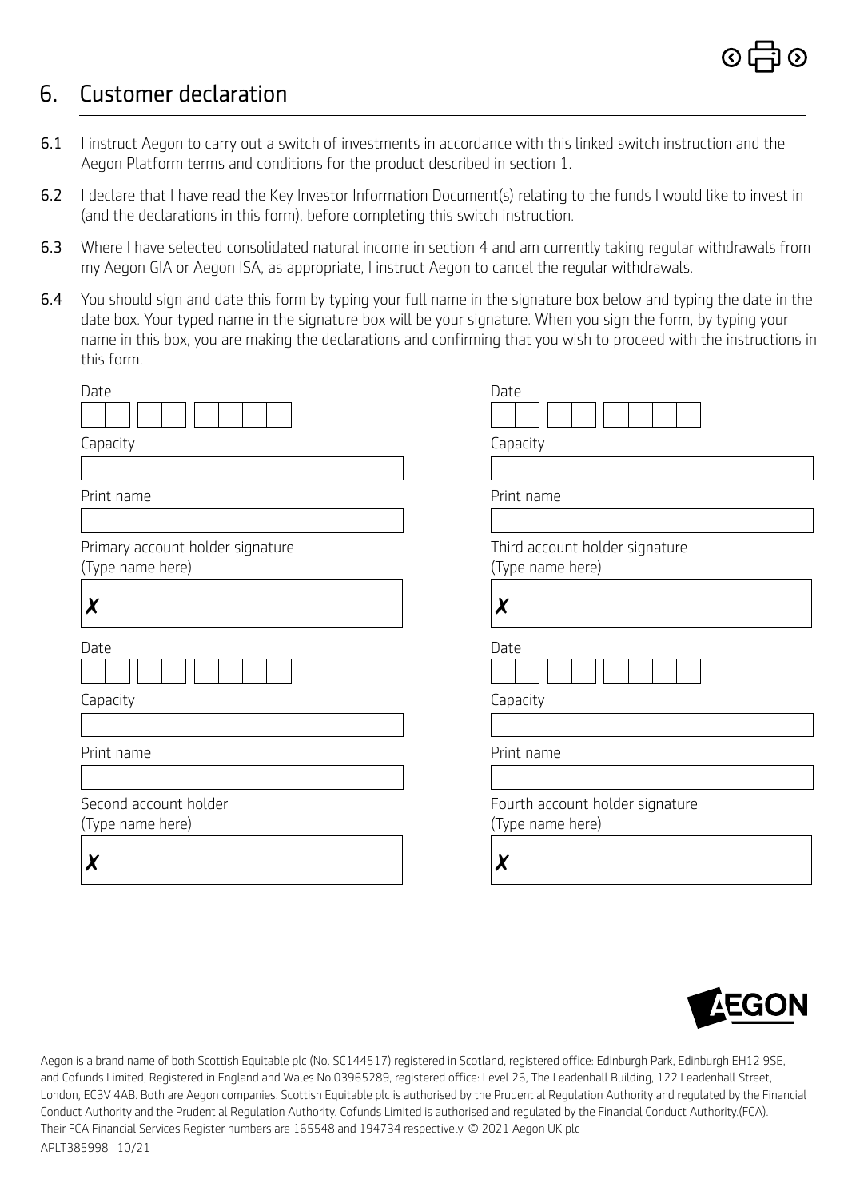## 6. Customer declaration

**6.1** I instruct Aegon to carry out a switch of investments in accordance with this linked switch instruction and the Aegon Platform terms and conditions for the product described in section 1.

**6.2** I declare that I have read the Key Investor Information Document(s) relating to the funds I would like to invest in (and the declarations in this form), before completing this switch instruction.

**6.3** Where I have selected consolidated natural income in section 4 and am currently taking regular withdrawals from my Aegon GIA or Aegon ISA, as appropriate, I instruct Aegon to cancel the regular withdrawals.

**6.4** You should sign and date this form by typing your full name in the signature box below and typing the date in the date box. Your typed name in the signature box will be your signature. When you sign the form, by typing your name in this box, you are making the declarations and confirming that you wish to proceed with the instructions in this form.

Date

Capacity

Print name

Primary account holder signature
(Type name here)

✗

Date

Capacity

Print name

Second account holder
(Type name here)

✗

Date

Capacity

Print name

Third account holder signature
(Type name here)

✗

Date

Capacity

Print name

Fourth account holder signature
(Type name here)

✗

Aegon is a brand name of both Scottish Equitable plc (No. SC144517) registered in Scotland, registered office: Edinburgh Park, Edinburgh EH12 9SE, and Cofunds Limited, Registered in England and Wales No.03965289, registered office: Level 26, The Leadenhall Building, 122 Leadenhall Street, London, EC3V 4AB. Both are Aegon companies. Scottish Equitable plc is authorised by the Prudential Regulation Authority and regulated by the Financial Conduct Authority and the Prudential Regulation Authority. Cofunds Limited is authorised and regulated by the Financial Conduct Authority.(FCA). Their FCA Financial Services Register numbers are 165548 and 194734 respectively. © 2021 Aegon UK plc

APLT385998 10/21